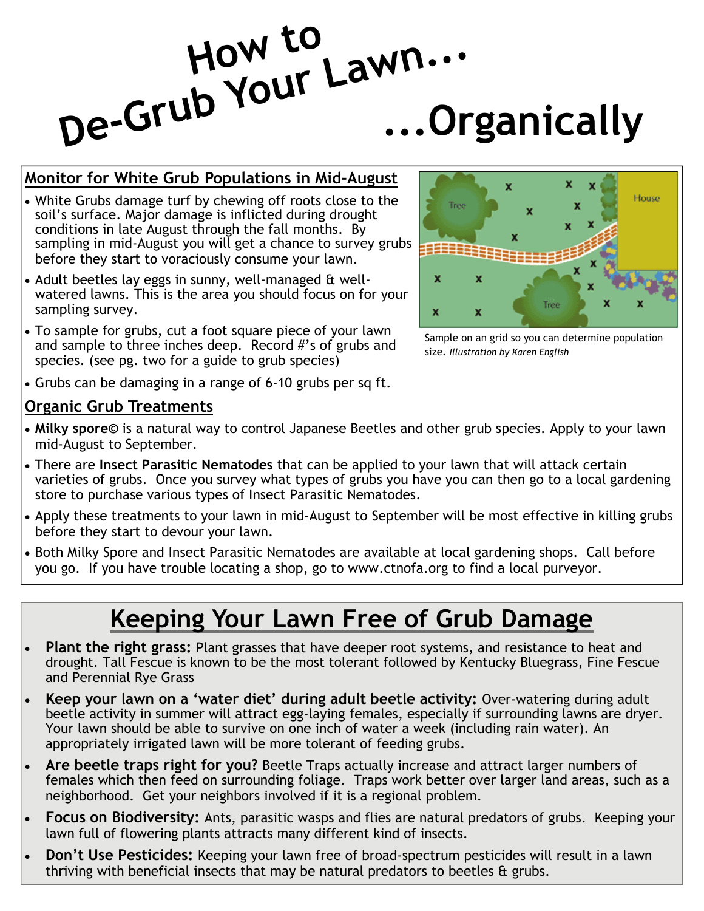# How to De-Grub Your Lawn... ...Organically

## Monitor for White Grub Populations in Mid-August

- White Grubs damage turf by chewing off roots close to the soil's surface. Major damage is inflicted during drought conditions in late August through the fall months. By sampling in mid-August you will get a chance to survey grubs before they start to voraciously consume your lawn.
- Adult beetles lay eggs in sunny, well-managed & well-watered lawns. This is the area you should focus on for your sampling survey.
- To sample for grubs, cut a foot square piece of your lawn and sample to three inches deep. Record #'s of grubs and species. (see pg. two for a guide to grub species)
- Grubs can be damaging in a range of 6-10 grubs per sq ft.

Sample on an grid so you can determine population size. *Illustration by Karen English*

## Organic Grub Treatments

- **Milky spore©** is a natural way to control Japanese Beetles and other grub species. Apply to your lawn mid-August to September.
- There are **Insect Parasitic Nematodes** that can be applied to your lawn that will attack certain varieties of grubs. Once you survey what types of grubs you have you can then go to a local gardening store to purchase various types of Insect Parasitic Nematodes.
- Apply these treatments to your lawn in mid-August to September will be most effective in killing grubs before they start to devour your lawn.
- Both Milky Spore and Insect Parasitic Nematodes are available at local gardening shops. Call before you go. If you have trouble locating a shop, go to www.ctnofa.org to find a local purveyor.

## Keeping Your Lawn Free of Grub Damage

- **Plant the right grass:** Plant grasses that have deeper root systems, and resistance to heat and drought. Tall Fescue is known to be the most tolerant followed by Kentucky Bluegrass, Fine Fescue and Perennial Rye Grass
- **Keep your lawn on a 'water diet' during adult beetle activity:** Over-watering during adult beetle activity in summer will attract egg-laying females, especially if surrounding lawns are dryer. Your lawn should be able to survive on one inch of water a week (including rain water). An appropriately irrigated lawn will be more tolerant of feeding grubs.
- **Are beetle traps right for you?** Beetle Traps actually increase and attract larger numbers of females which then feed on surrounding foliage. Traps work better over larger land areas, such as a neighborhood. Get your neighbors involved if it is a regional problem.
- **Focus on Biodiversity:** Ants, parasitic wasps and flies are natural predators of grubs. Keeping your lawn full of flowering plants attracts many different kind of insects.
- **Don't Use Pesticides:** Keeping your lawn free of broad-spectrum pesticides will result in a lawn thriving with beneficial insects that may be natural predators to beetles & grubs.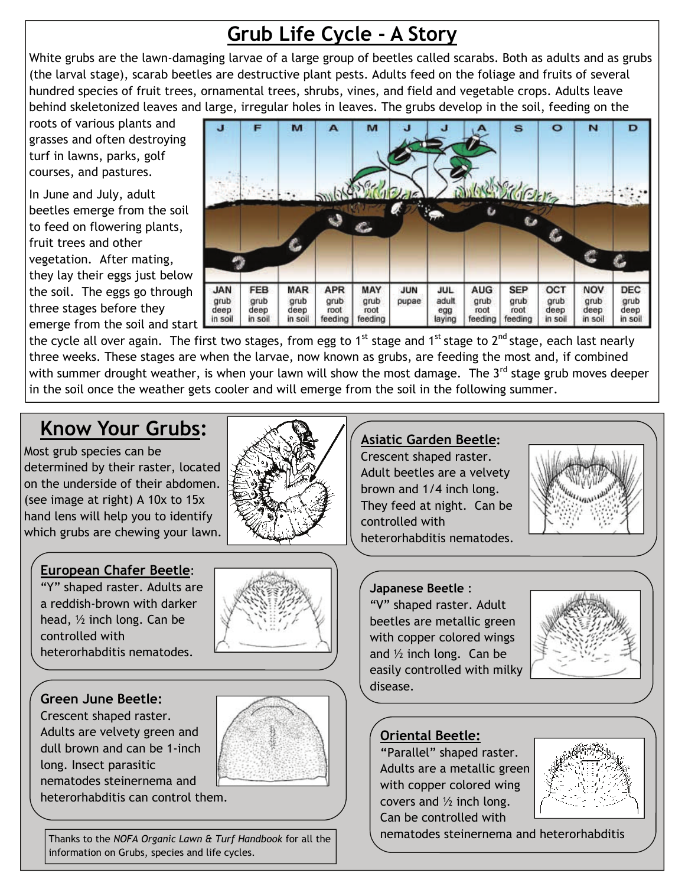# Grub Life Cycle - A Story

White grubs are the lawn-damaging larvae of a large group of beetles called scarabs. Both as adults and as grubs (the larval stage), scarab beetles are destructive plant pests. Adults feed on the foliage and fruits of several hundred species of fruit trees, ornamental trees, shrubs, vines, and field and vegetable crops. Adults leave behind skeletonized leaves and large, irregular holes in leaves. The grubs develop in the soil, feeding on the roots of various plants and grasses and often destroying turf in lawns, parks, golf courses, and pastures.

J F M A M J J A S O N D

JAN grub deep in soil
FEB grub deep in soil
MAR grub deep in soil
APR grub root feeding
MAY grub root feeding
JUN pupae
JUL adult egg laying
AUG grub root feeding
SEP grub root feeding
OCT grub deep in soil
NOV grub deep in soil
DEC grub deep in soil

In June and July, adult beetles emerge from the soil to feed on flowering plants, fruit trees and other vegetation. After mating, they lay their eggs just below the soil. The eggs go through three stages before they emerge from the soil and start the cycle all over again. The first two stages, from egg to 1st stage and 1st stage to 2nd stage, each last nearly three weeks. These stages are when the larvae, now known as grubs, are feeding the most and, if combined with summer drought weather, is when your lawn will show the most damage. The 3rd stage grub moves deeper in the soil once the weather gets cooler and will emerge from the soil in the following summer.

## Know Your Grubs:

Most grub species can be determined by their raster, located on the underside of their abdomen. (see image at right) A 10x to 15x hand lens will help you to identify which grubs are chewing your lawn.

**Asiatic Garden Beetle:**
Crescent shaped raster. Adult beetles are a velvety brown and 1/4 inch long. They feed at night. Can be controlled with heterorhabditis nematodes.

**European Chafer Beetle:**
"Y" shaped raster. Adults are a reddish-brown with darker head, ½ inch long. Can be controlled with heterorhabditis nematodes.

**Japanese Beetle:**
"V" shaped raster. Adult beetles are metallic green with copper colored wings and ½ inch long. Can be easily controlled with milky disease.

**Green June Beetle:**
Crescent shaped raster. Adults are velvety green and dull brown and can be 1-inch long. Insect parasitic nematodes steinernema and heterorhabditis can control them.

**Oriental Beetle:**
"Parallel" shaped raster. Adults are a metallic green with copper colored wing covers and ½ inch long. Can be controlled with nematodes steinernema and heterorhabditis

Thanks to the *NOFA Organic Lawn & Turf Handbook* for all the information on Grubs, species and life cycles.